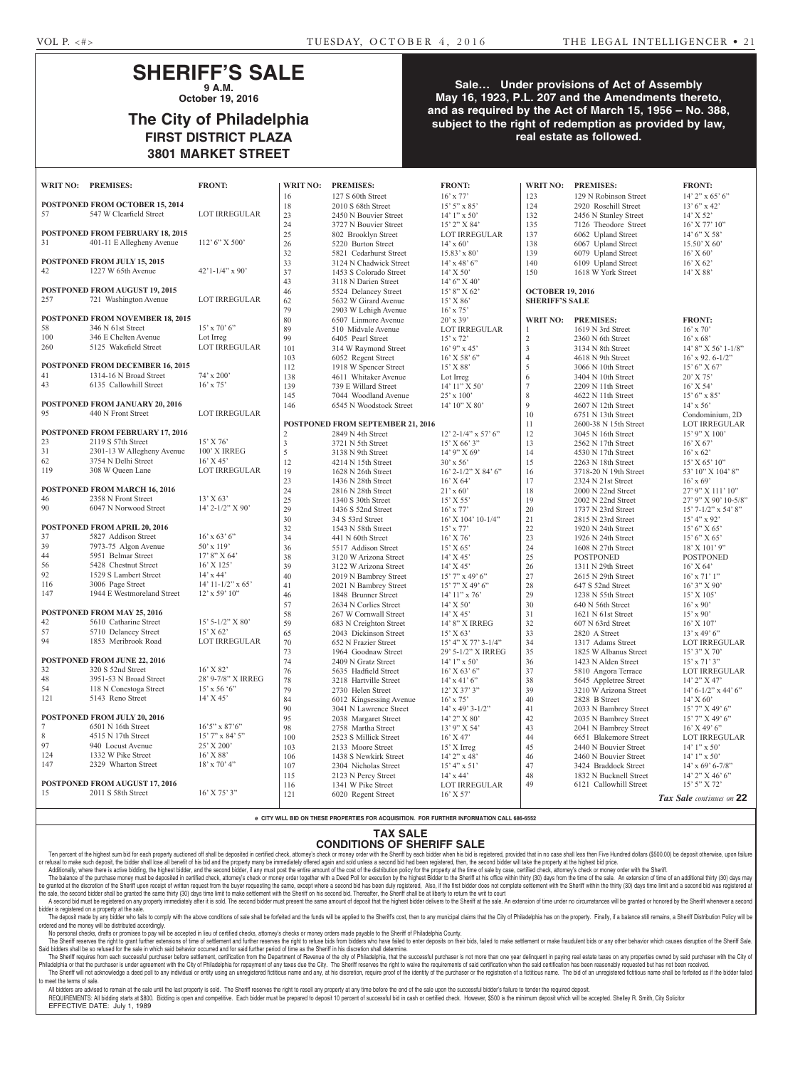# SHERIFF'S SALE

**9 A.M.**
**October 19, 2016**

## The City of Philadelphia
## FIRST DISTRICT PLAZA
## 3801 MARKET STREET

**Sale… Under provisions of Act of Assembly May 16, 1923, P.L. 207 and the Amendments thereto, and as required by the Act of March 15, 1956 – No. 388, subject to the right of redemption as provided by law, real estate as followed.**

| WRIT NO: | PREMISES: | FRONT: |
|---|---|---|
| **POSTPONED FROM OCTOBER 15, 2014** | | |
| 57 | 547 W Clearfield Street | LOT IRREGULAR |
| **POSTPONED FROM FEBRUARY 18, 2015** | | |
| 31 | 401-11 E Allegheny Avenue | 112' 6" X 500' |
| **POSTPONED FROM JULY 15, 2015** | | |
| 42 | 1227 W 65th Avenue | 42'1-1/4" x 90' |
| **POSTPONED FROM AUGUST 19, 2015** | | |
| 257 | 721 Washington Avenue | LOT IRREGULAR |
| **POSTPONED FROM NOVEMBER 18, 2015** | | |
| 58 | 346 N 61st Street | 15' x 70' 6" |
| 100 | 346 E Chelten Avenue | Lot Irreg |
| 260 | 5125 Wakefield Street | LOT IRREGULAR |
| **POSTPONED FROM DECEMBER 16, 2015** | | |
| 41 | 1314-16 N Broad Street | 74' x 200' |
| 43 | 6135 Callowhill Street | 16' x 75' |
| **POSTPONED FROM JANUARY 20, 2016** | | |
| 95 | 440 N Front Street | LOT IRREGULAR |
| **POSTPONED FROM FEBRUARY 17, 2016** | | |
| 23 | 2119 S 57th Street | 15' X 76' |
| 31 | 2301-13 W Allegheny Avenue | 100' X IRREG |
| 62 | 3754 N Delhi Street | 16' X 45' |
| 119 | 308 W Queen Lane | LOT IRREGULAR |
| **POSTPONED FROM MARCH 16, 2016** | | |
| 46 | 2358 N Front Street | 13' X 63' |
| 90 | 6047 N Norwood Street | 14' 2-1/2" X 90' |
| **POSTPONED FROM APRIL 20, 2016** | | |
| 37 | 5827 Addison Street | 16' x 63' 6" |
| 39 | 7973-75 Algon Avenue | 50' x 119' |
| 44 | 5951 Belmar Street | 17' 8" X 64' |
| 56 | 5428 Chestnut Street | 16' X 125' |
| 92 | 1529 S Lambert Street | 14' x 44' |
| 116 | 3006 Page Street | 14' 11-1/2" x 65' |
| 147 | 1944 E Westmoreland Street | 12' x 59' 10" |
| **POSTPONED FROM MAY 25, 2016** | | |
| 42 | 5610 Catharine Street | 15' 5-1/2" X 80' |
| 57 | 5710 Delancey Street | 15' X 62' |
| 94 | 1853 Meribrook Road | LOT IRREGULAR |
| **POSTPONED FROM JUNE 22, 2016** | | |
| 32 | 320 S 52nd Street | 16' X 82' |
| 48 | 3951-53 N Broad Street | 28' 9-7/8" X IRREG |
| 54 | 118 N Conestoga Street | 15' x 56 '6" |
| 121 | 5143 Reno Street | 14' X 45' |
| **POSTPONED FROM JULY 20, 2016** | | |
| 7 | 6501 N 16th Street | 16'5" x 87'6" |
| 8 | 4515 N 17th Street | 15' 7" x 84' 5" |
| 97 | 940 Locust Avenue | 25' X 200' |
| 124 | 1332 W Pike Street | 16' X 88' |
| 147 | 2329 Wharton Street | 18' x 70' 4" |
| **POSTPONED FROM AUGUST 17, 2016** | | |
| 15 | 2011 S 58th Street | 16' X 75' 3" |
| 16 | 127 S 60th Street | 16' x 77' |
| 18 | 2010 S 68th Street | 15' 5" x 85' |
| 23 | 2450 N Bouvier Street | 14' 1" x 50' |
| 24 | 3727 N Bouvier Street | 15' 2" X 84' |
| 25 | 802 Brooklyn Street | LOT IRREGULAR |
| 26 | 5220 Burton Street | 14' x 60' |
| 32 | 5821 Cedarhurst Street | 15.83' x 80' |
| 33 | 3124 N Chadwick Street | 14' x 48' 6" |
| 37 | 1453 S Colorado Street | 14' X 50' |
| 43 | 3118 N Darien Street | 14' 6" X 40' |
| 46 | 5524 Delancey Street | 15' 8" X 62' |
| 62 | 5632 W Girard Avenue | 15' X 86' |
| 79 | 2903 W Lehigh Avenue | 16' x 75' |
| 80 | 6507 Linmore Avenue | 20' x 39' |
| 89 | 510 Midvale Avenue | LOT IRREGULAR |
| 99 | 6405 Pearl Street | 15' x 72' |
| 101 | 314 W Raymond Street | 16' 9" x 45' |
| 103 | 6052 Regent Street | 16' X 58' 6" |
| 112 | 1918 W Spencer Street | 15' X 88' |
| 138 | 4611 Whitaker Avenue | Lot Irreg |
| 139 | 739 E Willard Street | 14' 11" X 50' |
| 145 | 7044 Woodland Avenue | 25' x 100' |
| 146 | 6545 N Woodstock Street | 14' 10" X 80' |
| **POSTPONED FROM SEPTEMBER 21, 2016** | | |
| 2 | 2849 N 4th Street | 12' 2-1/4" x 57' 6" |
| 3 | 3721 N 5th Street | 15' X 66' 3" |
| 5 | 3138 N 9th Street | 14' 9" X 69' |
| 12 | 4214 N 15th Street | 30' x 56' |
| 19 | 1628 N 26th Street | 16' 2-1/2" X 84' 6" |
| 23 | 1436 N 28th Street | 16' X 64' |
| 24 | 2816 N 28th Street | 21' x 60' |
| 25 | 1340 S 30th Street | 15' X 55' |
| 29 | 1436 S 52nd Street | 16' x 77' |
| 30 | 34 S 53rd Street | 16' X 104' 10-1/4" |
| 32 | 1543 N 58th Street | 15' x 77' |
| 34 | 441 N 60th Street | 16' X 76' |
| 36 | 5517 Addison Street | 15' X 65' |
| 38 | 3120 W Arizona Street | 14' X 45' |
| 39 | 3122 W Arizona Street | 14' X 45' |
| 40 | 2019 N Bambrey Street | 15' 7" x 49' 6" |
| 41 | 2021 N Bambrey Street | 15' 7" X 49' 6" |
| 46 | 1848 Brunner Street | 14' 11" x 76' |
| 57 | 2634 N Corlies Street | 14' X 50' |
| 58 | 267 W Cornwall Street | 14' X 45' |
| 59 | 683 N Creighton Street | 14' 8" X IRREG |
| 65 | 2043 Dickinson Street | 15' X 63' |
| 70 | 652 N Frazier Street | 15' 4" X 77' 3-1/4" |
| 73 | 1964 Goodnaw Street | 29' 5-1/2" X IRREG |
| 74 | 2409 N Gratz Street | 14' 1" x 50' |
| 76 | 5635 Hadfield Street | 16' X 63' 6" |
| 78 | 3218 Hartville Street | 14' x 41' 6" |
| 79 | 2730 Helen Street | 12' X 37' 3" |
| 84 | 6012 Kingsessing Avenue | 16' x 75' |
| 90 | 3041 N Lawrence Street | 14' x 49' 3-1/2" |
| 95 | 2038 Margaret Street | 14' 2" X 80' |
| 98 | 2758 Martha Street | 13' 9" X 54' |
| 100 | 2523 S Millick Street | 16' X 47' |
| 103 | 2133 Moore Street | 15' X Irreg |
| 106 | 1438 S Newkirk Street | 14' 2" x 48' |
| 107 | 2304 Nicholas Street | 15' 4" x 51' |
| 115 | 2123 N Percy Street | 14' x 44' |
| 116 | 1341 W Pike Street | LOT IRREGULAR |
| 121 | 6020 Regent Street | 16' X 57' |
| 123 | 129 N Robinson Street | 14' 2" x 65' 6" |
| 124 | 2920 Rosehill Street | 13' 6" x 42' |
| 132 | 2456 N Stanley Street | 14' X 52' |
| 135 | 7126 Theodore Street | 16' X 77' 10" |
| 137 | 6062 Upland Street | 14' 6" X 58' |
| 138 | 6067 Upland Street | 15.50' X 60' |
| 139 | 6079 Upland Street | 16' X 60' |
| 140 | 6109 Upland Street | 16' X 62' |
| 150 | 1618 W York Street | 14' X 88' |

**OCTOBER 19, 2016**
**SHERIFF'S SALE**

| WRIT NO: | PREMISES: | FRONT: |
|---|---|---|
| 1 | 1619 N 3rd Street | 16' x 70' |
| 2 | 2360 N 6th Street | 16' x 68' |
| 3 | 3134 N 8th Street | 14' 8" X 56' 1-1/8" |
| 4 | 4618 N 9th Street | 16' x 92. 6-1/2" |
| 5 | 3066 N 10th Street | 15' 6" X 67' |
| 6 | 3404 N 10th Street | 20' X 75' |
| 7 | 2209 N 11th Street | 16' X 54' |
| 8 | 4622 N 11th Street | 15' 6" x 85' |
| 9 | 2607 N 12th Street | 14' x 56' |
| 10 | 6751 N 13th Street | Condominium, 2D |
| 11 | 2600-38 N 15th Street | LOT IRREGULAR |
| 12 | 3045 N 16th Street | 15' 9" X 100' |
| 13 | 2562 N 17th Street | 16' X 67' |
| 14 | 4530 N 17th Street | 16' x 62' |
| 15 | 2263 N 18th Street | 15' X 65' 10" |
| 16 | 3718-20 N 19th Street | 53' 10" X 104' 8" |
| 17 | 2324 N 21st Street | 16' x 69' |
| 18 | 2000 N 22nd Street | 27' 9" X 111' 10" |
| 19 | 2002 N 22nd Street | 27' 9" X 90' 10-5/8" |
| 20 | 1737 N 23rd Street | 15' 7-1/2" x 54' 8" |
| 21 | 2815 N 23rd Street | 15' 4" x 92' |
| 22 | 1920 N 24th Street | 15' 6" X 65' |
| 23 | 1926 N 24th Street | 15' 6" X 65' |
| 24 | 1608 N 27th Street | 18' X 101' 9" |
| 25 | POSTPONED | POSTPONED |
| 26 | 1311 N 29th Street | 16' X 64' |
| 27 | 2615 N 29th Street | 16' x 71' 1" |
| 28 | 647 S 52nd Street | 16' 3" X 90' |
| 29 | 1238 N 55th Street | 15' X 105' |
| 30 | 640 N 56th Street | 16' x 90' |
| 31 | 1621 N 61st Street | 15' x 90' |
| 32 | 607 N 63rd Street | 16' X 107' |
| 33 | 2820 A Street | 13' x 49' 6" |
| 34 | 1317 Adams Street | LOT IRREGULAR |
| 35 | 1825 W Albanus Street | 15' 3" X 70' |
| 36 | 1423 N Alden Street | 15' x 71' 3" |
| 37 | 5810 Angora Terrace | LOT IRREGULAR |
| 38 | 5645 Appletree Street | 14' 2" X 47' |
| 39 | 3210 W Arizona Street | 14' 6-1/2" x 44' 6" |
| 40 | 2828 B Street | 14' X 60' |
| 41 | 2033 N Bambrey Street | 15' 7" X 49' 6" |
| 42 | 2035 N Bambrey Street | 15' 7" X 49' 6" |
| 43 | 2041 N Bambrey Street | 16' X 49' 6" |
| 44 | 6651 Blakemore Street | LOT IRREGULAR |
| 45 | 2440 N Bouvier Street | 14' 1" x 50' |
| 46 | 2460 N Bouvier Street | 14' 1" x 50' |
| 47 | 3424 Braddock Street | 14' x 69' 6-7/8" |
| 48 | 1832 N Bucknell Street | 14' 2" X 46' 6" |
| 49 | 6121 Callowhill Street | 15' 5" X 72' |

*Tax Sale continues on* **22**

e CITY WILL BID ON THESE PROPERTIES FOR ACQUISITION. FOR FURTHER INFORMATION CALL 686-6552

## TAX SALE
## CONDITIONS OF SHERIFF SALE

Ten percent of the highest sum bid for each property auctioned off shall be deposited in certified check, attorney's check or money order with the Sheriff by each bidder when his bid is registered, provided that in no case shall less then Five Hundred dollars ($500.00) be deposit otherwise, upon failure or refusal to make such deposit, the bidder shall lose all benefit of his bid and the property many be immediately offered again and sold unless a second bid had been registered, then, the second bidder will take the property at the highest bid price.

Additionally, where there is active bidding, the highest bidder, and the second bidder, if any must post the entire amount of the cost of the distribution policy for the property at the time of sale by case, certified check, attorney's check or money order with the Sheriff.

The balance of the purchase money must be deposited in certified check, attorney's check or money order together with a Deed Poll for execution by the highest Bidder to the Sheriff at his office within thirty (30) days from the time of the sale. An extension of time of an additional thirty (30) days may be granted at the discretion of the Sheriff upon receipt of written request from the buyer requesting the same, except where a second bid has been duly registered, Also, if the first bidder does not complete settlement with the Sheriff within the thirty (30) days time limit and a second bid was registered at the sale, the second bidder shall be granted the same thirty (30) days time limit to make settlement with the Sheriff on his second bid. Thereafter, the Sheriff shall be at liberty to return the writ to court

A second bid must be registered on any property immediately after it is sold. The second bidder must present the same amount of deposit that the highest bidder delivers to the Sheriff at the sale. An extension of time under no circumstances will be granted or honored by the Sheriff whenever a second bidder is registered on a property at the sale.

The deposit made by any bidder who fails to comply with the above conditions of sale shall be forfeited and the funds will be applied to the Sheriff's cost, then to any municipal claims that the City of Philadelphia has on the property. Finally, if a balance still remains, a Sheriff Distribution Policy will be ordered and the money will be distributed accordingly.

No personal checks, drafts or promises to pay will be accepted in lieu of certified checks, attorney's checks or money orders made payable to the Sheriff of Philadelphia County.

The Sheriff reserves the right to grant further extensions of time of settlement and further reserves the right to refuse bids from bidders who have failed to enter deposits on their bids, failed to make settlement or make fraudulent bids or any other behavior which causes disruption of the Sheriff Sale. Said bidders shall be so refused for the sale in which said behavior occurred and for said further period of time as the Sheriff in his discretion shall determine.

The Sheriff requires from each successful purchaser before settlement, certification from the Department of Revenue of the city of Philadelphia, that the successful purchaser is not more than one year delinquent in paying real estate taxes on any properties owned by said purchaser with the City of Philadelphia or that the purchaser is under agreement with the City of Philadelphia for repayment of any taxes due the City. The Sheriff reserves the right to waive the requirements of said certification when the said certification has been reasonably requested but has not been received.

The Sheriff will not acknowledge a deed poll to any individual or entity using an unregistered fictitious name and any, at his discretion, require proof of the identity of the purchaser or the registration of a fictitious name. The bid of an unregistered fictitious name shall be forfeited as if the bidder failed to meet the terms of sale.

All bidders are advised to remain at the sale until the last property is sold. The Sheriff reserves the right to resell any property at any time before the end of the sale upon the successful bidder's failure to tender the required deposit.

REQUIREMENTS: All bidding starts at $800. Bidding is open and competitive. Each bidder must be prepared to deposit 10 percent of successful bid in cash or certified check. However, $500 is the minimum deposit which will be accepted. Shelley R. Smith, City Solicitor

EFFECTIVE DATE: July 1, 1989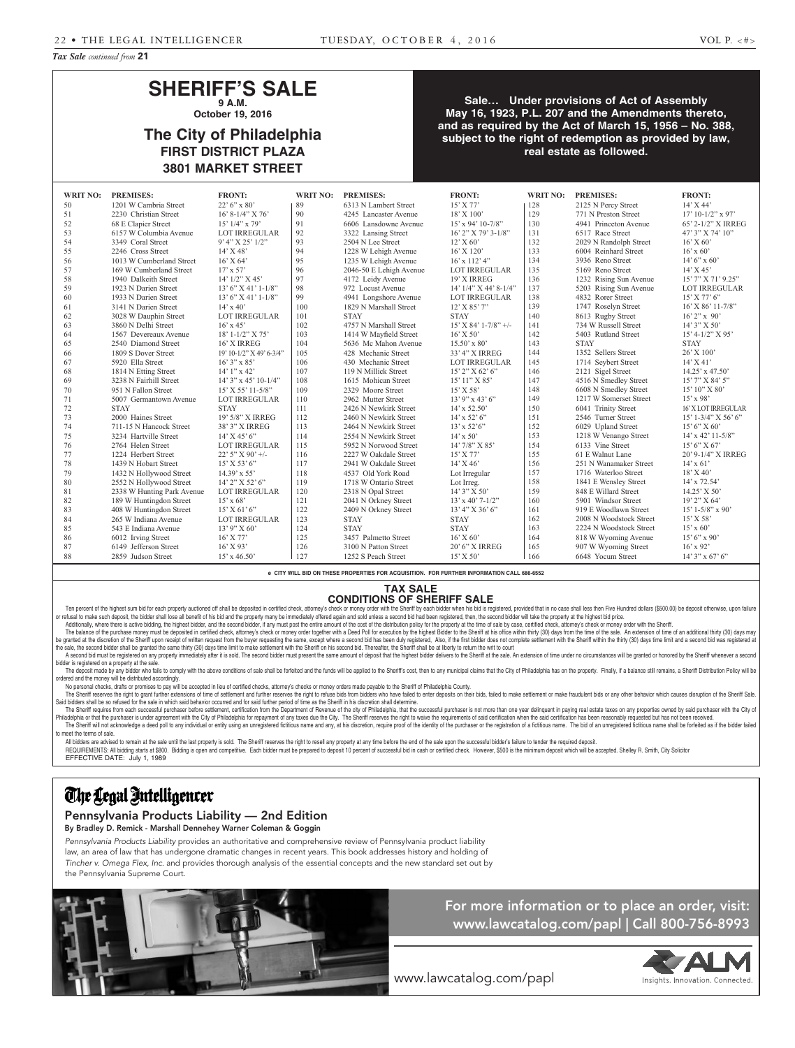*Tax Sale continued from* **21**

# SHERIFF'S SALE

**9 A.M.**
**October 19, 2016**

## The City of Philadelphia

**FIRST DISTRICT PLAZA**
**3801 MARKET STREET**

**Sale… Under provisions of Act of Assembly May 16, 1923, P.L. 207 and the Amendments thereto, and as required by the Act of March 15, 1956 – No. 388, subject to the right of redemption as provided by law, real estate as followed.**

| WRIT NO: | PREMISES: | FRONT: | WRIT NO: | PREMISES: | FRONT: | WRIT NO: | PREMISES: | FRONT: |
|---|---|---|---|---|---|---|---|---|
| 50 | 1201 W Cambria Street | 22' 6" x 80' | 89 | 6313 N Lambert Street | 15' X 77' | 128 | 2125 N Percy Street | 14' X 44' |
| 51 | 2230 Christian Street | 16' 8-1/4" X 76' | 90 | 4245 Lancaster Avenue | 18' X 100' | 129 | 771 N Preston Street | 17' 10-1/2" x 97' |
| 52 | 68 E Clapier Street | 15' 1/4" x 79' | 91 | 6606 Lansdowne Avenue | 15' x 94' 10-7/8" | 130 | 4941 Princeton Avenue | 65' 2-1/2" X IRREG |
| 53 | 6157 W Columbia Avenue | LOT IRREGULAR | 92 | 3322 Lansing Street | 16' 2" X 79' 3-1/8" | 131 | 6517 Race Street | 47' 3" X 74' 10" |
| 54 | 3349 Coral Street | 9' 4" X 25' 1/2" | 93 | 2504 N Lee Street | 12' X 60' | 132 | 2029 N Randolph Street | 16' X 60' |
| 55 | 2246 Cross Street | 14' X 48' | 94 | 1228 W Lehigh Avenue | 16' X 120' | 133 | 6004 Reinhard Street | 16' x 60' |
| 56 | 1013 W Cumberland Street | 16' X 64' | 95 | 1235 W Lehigh Avenue | 16' x 112' 4" | 134 | 3936 Reno Street | 14' 6" x 60' |
| 57 | 169 W Cumberland Street | 17' x 57' | 96 | 2046-50 E Lehigh Avenue | LOT IRREGULAR | 135 | 5169 Reno Street | 14' X 45' |
| 58 | 1940 Dalkeith Street | 14' 1/2" X 45' | 97 | 4172 Leidy Avenue | 19' X IRREG | 136 | 1232 Rising Sun Avenue | 15' 7" X 71' 9.25" |
| 59 | 1923 N Darien Street | 13' 6" X 41' 1-1/8" | 98 | 972 Locust Avenue | 14' 1/4" X 44' 8-1/4" | 137 | 5203 Rising Sun Avenue | LOT IRREGULAR |
| 60 | 1933 N Darien Street | 13' 6" X 41' 1-1/8" | 99 | 4941 Longshore Avenue | LOT IRREGULAR | 138 | 4832 Rorer Street | 15' X 77' 6" |
| 61 | 3141 N Darien Street | 14' x 40' | 100 | 1829 N Marshall Street | 12' X 85' 7" | 139 | 1747 Roselyn Street | 16' X 86' 11-7/8" |
| 62 | 3028 W Dauphin Street | LOT IRREGULAR | 101 | STAY | STAY | 140 | 8613 Rugby Street | 16' 2" x 90' |
| 63 | 3860 N Delhi Street | 16' x 45' | 102 | 4757 N Marshall Street | 15' X 84' 1-7/8" +/- | 141 | 734 W Russell Street | 14' 3" X 50' |
| 64 | 1567 Devereaux Avenue | 18' 1-1/2" X 75' | 103 | 1414 W Mayfield Street | 16' X 50' | 142 | 5403 Rutland Street | 15' 4-1/2" X 95' |
| 65 | 2540 Diamond Street | 16' X IRREG | 104 | 5636 Mc Mahon Avenue | 15.50' x 80' | 143 | STAY | STAY |
| 66 | 1809 S Dover Street | 19' 10-1/2" X 49' 6-3/4" | 105 | 428 Mechanic Street | 33' 4" X IRREG | 144 | 1352 Sellers Street | 26' X 100' |
| 67 | 5920 Ella Street | 16' 3" x 85' | 106 | 430 Mechanic Street | LOT IRREGULAR | 145 | 1714 Seybert Street | 14' X 41' |
| 68 | 1814 N Etting Street | 14' 1" x 42' | 107 | 119 N Millick Street | 15' 2" X 62' 6" | 146 | 2121 Sigel Street | 14.25' x 47.50' |
| 69 | 3238 N Fairhill Street | 14' 3" x 45' 10-1/4" | 108 | 1615 Mohican Street | 15' 11" X 85' | 147 | 4516 N Smedley Street | 15' 7" X 84' 5" |
| 70 | 951 N Fallon Street | 15' X 55' 11-5/8" | 109 | 2329 Moore Street | 15' X 58' | 148 | 6608 N Smedley Street | 15' 10" X 80' |
| 71 | 5007 Germantown Avenue | LOT IRREGULAR | 110 | 2962 Mutter Street | 13' 9" x 43' 6" | 149 | 1217 W Somerset Street | 15' x 98' |
| 72 | STAY | STAY | 111 | 2426 N Newkirk Street | 14' x 52.50' | 150 | 6041 Trinity Street | 16' X LOT IRREGULAR |
| 73 | 2000 Haines Street | 19' 5/8" X IRREG | 112 | 2460 N Newkirk Street | 14' x 52' 6" | 151 | 2546 Turner Street | 15' 1-3/4" X 56' 6" |
| 74 | 711-15 N Hancock Street | 38' 3" X IRREG | 113 | 2464 N Newkirk Street | 13' x 52'6" | 152 | 6029 Upland Street | 15' 6" X 60' |
| 75 | 3234 Hartville Street | 14' X 45' 6" | 114 | 2554 N Newkirk Street | 14' x 50' | 153 | 1218 W Venango Street | 14' x 42' 11-5/8" |
| 76 | 2764 Helen Street | LOT IRREGULAR | 115 | 5952 N Norwood Street | 14' 7/8" X 85' | 154 | 6133 Vine Street | 15' 6" X 67' |
| 77 | 1224 Herbert Street | 22' 5" X 90' +/- | 116 | 2227 W Oakdale Street | 15' X 77' | 155 | 61 E Walnut Lane | 20' 9-1/4" X IRREG |
| 78 | 1439 N Hobart Street | 15' X 53' 6" | 117 | 2941 W Oakdale Street | 14' X 46' | 156 | 251 N Wanamaker Street | 14' x 61' |
| 79 | 1432 N Hollywood Street | 14.39' x 55' | 118 | 4537 Old York Road | Lot Irregular | 157 | 1716 Waterloo Street | 18' X 40' |
| 80 | 2552 N Hollywood Street | 14' 2" X 52' 6" | 119 | 1718 W Ontario Street | Lot Irreg. | 158 | 1841 E Wensley Street | 14' x 72.54' |
| 81 | 2338 W Hunting Park Avenue | LOT IRREGULAR | 120 | 2318 N Opal Street | 14' 3" X 50' | 159 | 848 E Willard Street | 14.25' X 50' |
| 82 | 189 W Huntingdon Street | 15' x 68' | 121 | 2041 N Orkney Street | 13' x 40' 7-1/2" | 160 | 5901 Windsor Street | 19' 2" X 64' |
| 83 | 408 W Huntingdon Street | 15' X 61' 6" | 122 | 2409 N Orkney Street | 13' 4" X 36' 6" | 161 | 919 E Woodlawn Street | 15' 1-5/8" x 90' |
| 84 | 265 W Indiana Avenue | LOT IRREGULAR | 123 | STAY | STAY | 162 | 2008 N Woodstock Street | 15' X 58' |
| 85 | 543 E Indiana Avenue | 13' 9" X 60' | 124 | STAY | STAY | 163 | 2224 N Woodstock Street | 15' x 60' |
| 86 | 6012 Irving Street | 16' X 77' | 125 | 3457 Palmetto Street | 16' X 60' | 164 | 818 W Wyoming Avenue | 15' 6" x 90' |
| 87 | 6149 Jefferson Street | 16' X 93' | 126 | 3100 N Patton Street | 20' 6" X IRREG | 165 | 907 W Wyoming Street | 16' x 92' |
| 88 | 2859 Judson Street | 15' x 46.50' | 127 | 1252 S Peach Street | 15' X 50' | 166 | 6648 Yocum Street | 14' 3" x 67' 6" |

e CITY WILL BID ON THESE PROPERTIES FOR ACQUISITION. FOR FURTHER INFORMATION CALL 686-6552

## TAX SALE
## CONDITIONS OF SHERIFF SALE

Ten percent of the highest sum bid for each property auctioned off shall be deposited in certified check, attorney's check or money order with the Sheriff by each bidder when his bid is registered, provided that in no case shall less then Five Hundred dollars ($500.00) be deposit otherwise, upon failure or refusal to make such deposit, the bidder shall lose all benefit of his bid and the property many be immediately offered again and sold unless a second bid had been registered, then, the second bidder will take the property at the highest bid price.

Additionally, where there is active bidding, the highest bidder, and the second bidder, if any must post the entire amount of the cost of the distribution policy for the property at the time of sale by case, certified check, attorney's check or money order with the Sheriff.

The balance of the purchase money must be deposited in certified check, attorney's check or money order together with a Deed Poll for execution by the highest Bidder to the Sheriff at his office within thirty (30) days from the time of the sale. An extension of time of an additional thirty (30) days may be granted at the discretion of the Sheriff upon receipt of written request from the buyer requesting the same, except where a second bid has been duly registered, Also, if the first bidder does not complete settlement with the Sheriff within the thirty (30) days time limit and a second bid was registered at the sale, the second bidder shall be granted the same thirty (30) days time limit to make settlement with the Sheriff on his second bid. Thereafter, the Sheriff shall be at liberty to return the writ to court

A second bid must be registered on any property immediately after it is sold. The second bidder must present the same amount of deposit that the highest bidder delivers to the Sheriff at the sale. An extension of time under no circumstances will be granted or honored by the Sheriff whenever a second bidder is registered on a property at the sale.

The deposit made by any bidder who fails to comply with the above conditions of sale shall be forfeited and the funds will be applied to the Sheriff's cost, then to any municipal claims that the City of Philadelphia has on the property. Finally, if a balance still remains, a Sheriff Distribution Policy will be ordered and the money will be distributed accordingly.

No personal checks, drafts or promises to pay will be accepted in lieu of certified checks, attorney's checks or money orders made payable to the Sheriff of Philadelphia County.

The Sheriff reserves the right to grant further extensions of time of settlement and further reserves the right to refuse bids from bidders who have failed to enter deposits on their bids, failed to make settlement or make fraudulent bids or any other behavior which causes disruption of the Sheriff Sale. Said bidders shall be so refused for the sale in which said behavior occurred and for said further period of time as the Sheriff in his discretion shall determine.

The Sheriff requires from each successful purchaser before settlement, certification from the Department of Revenue of the city of Philadelphia, that the successful purchaser is not more than one year delinquent in paying real estate taxes on any properties owned by said purchaser with the City of Philadelphia or that the purchaser is under agreement with the City of Philadelphia for repayment of any taxes due the City. The Sheriff reserves the right to waive the requirements of said certification when the said certification has been reasonably requested but has not been received.

The Sheriff will not acknowledge a deed poll to any individual or entity using an unregistered fictitious name and any, at his discretion, require proof of the identity of the purchaser or the registration of a fictitious name. The bid of an unregistered fictitious name shall be forfeited as if the bidder failed to meet the terms of sale.

All bidders are advised to remain at the sale until the last property is sold. The Sheriff reserves the right to resell any property at any time before the end of the sale upon the successful bidder's failure to tender the required deposit.

REQUIREMENTS: All bidding starts at $800. Bidding is open and competitive. Each bidder must be prepared to deposit 10 percent of successful bid in cash or certified check. However, $500 is the minimum deposit which will be accepted. Shelley R. Smith, City Solicitor

EFFECTIVE DATE: July 1, 1989

## The Legal Intelligencer

### Pennsylvania Products Liability — 2nd Edition

**By Bradley D. Remick - Marshall Dennehey Warner Coleman & Goggin**

*Pennsylvania Products Liability* provides an authoritative and comprehensive review of Pennsylvania product liability law, an area of law that has undergone dramatic changes in recent years. This book addresses history and holding of *Tincher v. Omega Flex, Inc.* and provides thorough analysis of the essential concepts and the new standard set out by the Pennsylvania Supreme Court.

For more information or to place an order, visit:
www.lawcatalog.com/papl | Call 800-756-8993

www.lawcatalog.com/papl

ALM
Insights. Innovation. Connected.